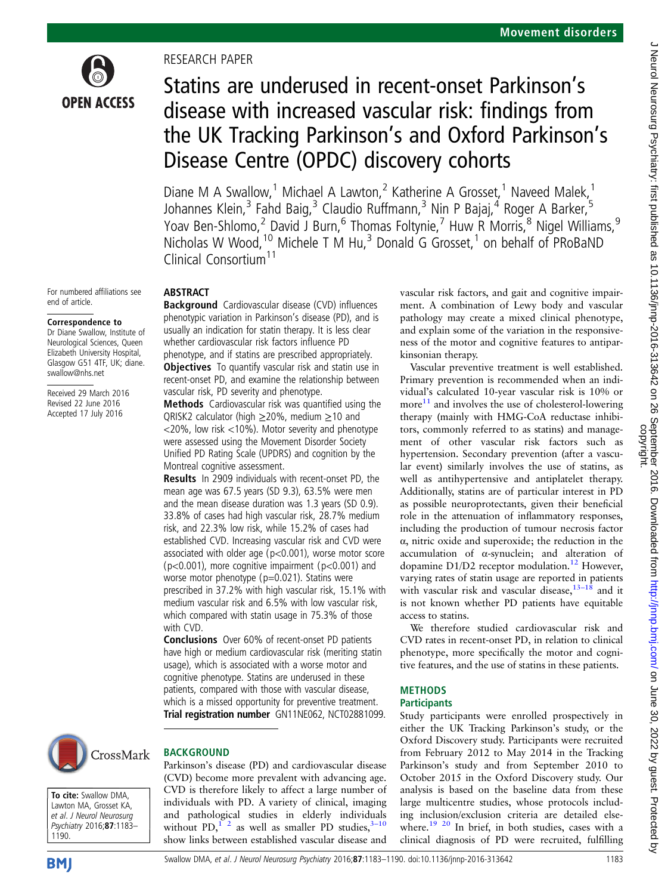RESEARCH PAPER

# Statins are underused in recent-onset Parkinson's disease with increased vascular risk: findings from the UK Tracking Parkinson's and Oxford Parkinson's Disease Centre (OPDC) discovery cohorts

Diane M A Swallow,[1] Michael A Lawton,[2] Katherine A Grosset,[1] Naveed Malek,[1] Johannes Klein,[3] Fahd Baig,[3] Claudio Ruffmann,[3] Nin P Bajaj,[4] Roger A Barker,[5] Yoav Ben-Shlomo,[2] David J Burn,[6] Thomas Foltynie,[7] Huw R Morris,[8] Nigel Williams,[9] Nicholas W Wood,[10] Michele T M Hu,[3] Donald G Grosset,[1] on behalf of PRoBaND Clinical Consortium[11]

For numbered affiliations see end of article.

**Correspondence to**
Dr Diane Swallow, Institute of Neurological Sciences, Queen Elizabeth University Hospital, Glasgow G51 4TF, UK; diane.swallow@nhs.net

Received 29 March 2016
Revised 22 June 2016
Accepted 17 July 2016

**To cite:** Swallow DMA, Lawton MA, Grosset KA, et al. J Neurol Neurosurg Psychiatry 2016;87:1183–1190.

## ABSTRACT

**Background** Cardiovascular disease (CVD) influences phenotypic variation in Parkinson's disease (PD), and is usually an indication for statin therapy. It is less clear whether cardiovascular risk factors influence PD phenotype, and if statins are prescribed appropriately.

**Objectives** To quantify vascular risk and statin use in recent-onset PD, and examine the relationship between vascular risk, PD severity and phenotype.

**Methods** Cardiovascular risk was quantified using the QRISK2 calculator (high ≥20%, medium ≥10 and <20%, low risk <10%). Motor severity and phenotype were assessed using the Movement Disorder Society Unified PD Rating Scale (UPDRS) and cognition by the Montreal cognitive assessment.

**Results** In 2909 individuals with recent-onset PD, the mean age was 67.5 years (SD 9.3), 63.5% were men and the mean disease duration was 1.3 years (SD 0.9). 33.8% of cases had high vascular risk, 28.7% medium risk, and 22.3% low risk, while 15.2% of cases had established CVD. Increasing vascular risk and CVD were associated with older age ($p<0.001$), worse motor score ($p<0.001$), more cognitive impairment ($p<0.001$) and worse motor phenotype ($p=0.021$). Statins were prescribed in 37.2% with high vascular risk, 15.1% with medium vascular risk and 6.5% with low vascular risk, which compared with statin usage in 75.3% of those with CVD.

**Conclusions** Over 60% of recent-onset PD patients have high or medium cardiovascular risk (meriting statin usage), which is associated with a worse motor and cognitive phenotype. Statins are underused in these patients, compared with those with vascular disease, which is a missed opportunity for preventive treatment.

**Trial registration number** GN11NE062, NCT02881099.

## BACKGROUND

Parkinson's disease (PD) and cardiovascular disease (CVD) become more prevalent with advancing age. CVD is therefore likely to affect a large number of individuals with PD. A variety of clinical, imaging and pathological studies in elderly individuals without PD,[1 2] as well as smaller PD studies,[3–10] show links between established vascular disease and vascular risk factors, and gait and cognitive impairment. A combination of Lewy body and vascular pathology may create a mixed clinical phenotype, and explain some of the variation in the responsiveness of the motor and cognitive features to antiparkinsonian therapy.

Vascular preventive treatment is well established. Primary prevention is recommended when an individual's calculated 10-year vascular risk is 10% or more[11] and involves the use of cholesterol-lowering therapy (mainly with HMG-CoA reductase inhibitors, commonly referred to as statins) and management of other vascular risk factors such as hypertension. Secondary prevention (after a vascular event) similarly involves the use of statins, as well as antihypertensive and antiplatelet therapy. Additionally, statins are of particular interest in PD as possible neuroprotectants, given their beneficial role in the attenuation of inflammatory responses, including the production of tumour necrosis factor α, nitric oxide and superoxide; the reduction in the accumulation of α-synuclein; and alteration of dopamine D1/D2 receptor modulation.[12] However, varying rates of statin usage are reported in patients with vascular risk and vascular disease,[13–18] and it is not known whether PD patients have equitable access to statins.

We therefore studied cardiovascular risk and CVD rates in recent-onset PD, in relation to clinical phenotype, more specifically the motor and cognitive features, and the use of statins in these patients.

## METHODS

### Participants

Study participants were enrolled prospectively in either the UK Tracking Parkinson's study, or the Oxford Discovery study. Participants were recruited from February 2012 to May 2014 in the Tracking Parkinson's study and from September 2010 to October 2015 in the Oxford Discovery study. Our analysis is based on the baseline data from these large multicentre studies, whose protocols including inclusion/exclusion criteria are detailed elsewhere.[19 20] In brief, in both studies, cases with a clinical diagnosis of PD were recruited, fulfilling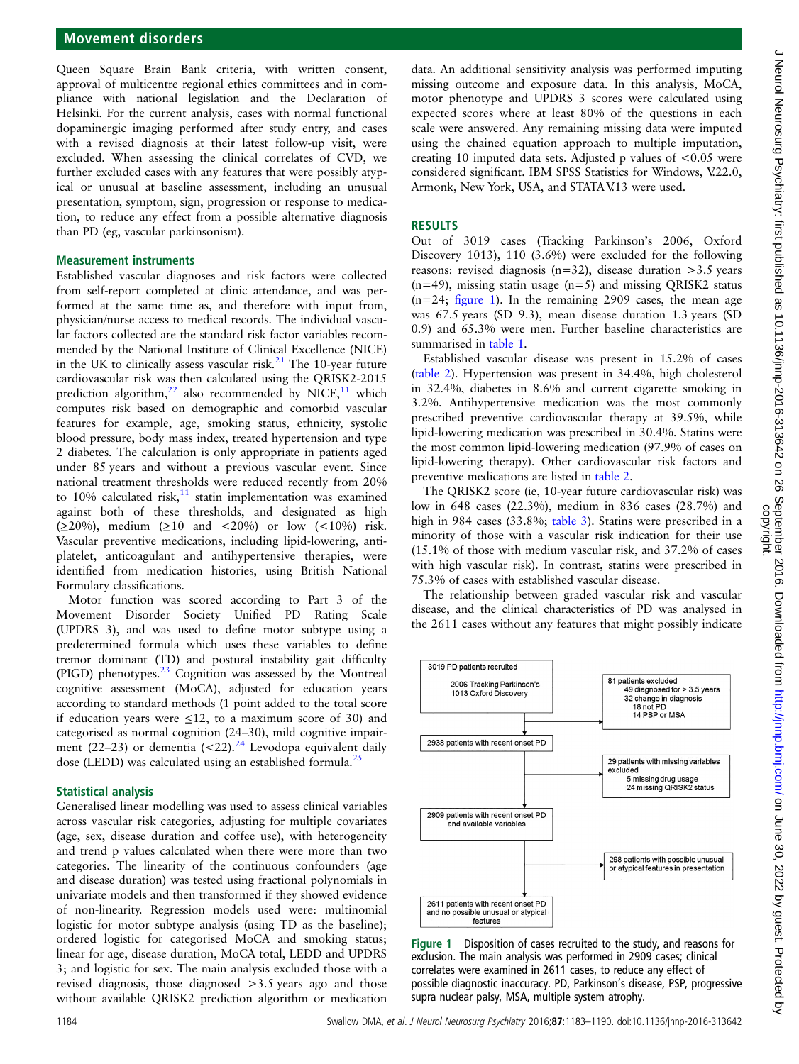Queen Square Brain Bank criteria, with written consent, approval of multicentre regional ethics committees and in compliance with national legislation and the Declaration of Helsinki. For the current analysis, cases with normal functional dopaminergic imaging performed after study entry, and cases with a revised diagnosis at their latest follow-up visit, were excluded. When assessing the clinical correlates of CVD, we further excluded cases with any features that were possibly atypical or unusual at baseline assessment, including an unusual presentation, symptom, sign, progression or response to medication, to reduce any effect from a possible alternative diagnosis than PD (eg, vascular parkinsonism).

### Measurement instruments

Established vascular diagnoses and risk factors were collected from self-report completed at clinic attendance, and was performed at the same time as, and therefore with input from, physician/nurse access to medical records. The individual vascular factors collected are the standard risk factor variables recommended by the National Institute of Clinical Excellence (NICE) in the UK to clinically assess vascular risk.[21] The 10-year future cardiovascular risk was then calculated using the QRISK2-2015 prediction algorithm,[22] also recommended by NICE,[11] which computes risk based on demographic and comorbid vascular features for example, age, smoking status, ethnicity, systolic blood pressure, body mass index, treated hypertension and type 2 diabetes. The calculation is only appropriate in patients aged under 85 years and without a previous vascular event. Since national treatment thresholds were reduced recently from 20% to 10% calculated risk,[11] statin implementation was examined against both of these thresholds, and designated as high (≥20%), medium (≥10 and <20%) or low (<10%) risk. Vascular preventive medications, including lipid-lowering, antiplatelet, anticoagulant and antihypertensive therapies, were identified from medication histories, using British National Formulary classifications.

Motor function was scored according to Part 3 of the Movement Disorder Society Unified PD Rating Scale (UPDRS 3), and was used to define motor subtype using a predetermined formula which uses these variables to define tremor dominant (TD) and postural instability gait difficulty (PIGD) phenotypes.[23] Cognition was assessed by the Montreal cognitive assessment (MoCA), adjusted for education years according to standard methods (1 point added to the total score if education years were ≤12, to a maximum score of 30) and categorised as normal cognition (24–30), mild cognitive impairment (22–23) or dementia (<22).[24] Levodopa equivalent daily dose (LEDD) was calculated using an established formula.[25]

### Statistical analysis

Generalised linear modelling was used to assess clinical variables across vascular risk categories, adjusting for multiple covariates (age, sex, disease duration and coffee use), with heterogeneity and trend p values calculated when there were more than two categories. The linearity of the continuous confounders (age and disease duration) was tested using fractional polynomials in univariate models and then transformed if they showed evidence of non-linearity. Regression models used were: multinomial logistic for motor subtype analysis (using TD as the baseline); ordered logistic for categorised MoCA and smoking status; linear for age, disease duration, MoCA total, LEDD and UPDRS 3; and logistic for sex. The main analysis excluded those with a revised diagnosis, those diagnosed >3.5 years ago and those without available QRISK2 prediction algorithm or medication data. An additional sensitivity analysis was performed imputing missing outcome and exposure data. In this analysis, MoCA, motor phenotype and UPDRS 3 scores were calculated using expected scores where at least 80% of the questions in each scale were answered. Any remaining missing data were imputed using the chained equation approach to multiple imputation, creating 10 imputed data sets. Adjusted p values of <0.05 were considered significant. IBM SPSS Statistics for Windows, V.22.0, Armonk, New York, USA, and STATA V.13 were used.

## RESULTS

Out of 3019 cases (Tracking Parkinson's 2006, Oxford Discovery 1013), 110 (3.6%) were excluded for the following reasons: revised diagnosis (n=32), disease duration >3.5 years (n=49), missing statin usage (n=5) and missing QRISK2 status (n=24; figure 1). In the remaining 2909 cases, the mean age was 67.5 years (SD 9.3), mean disease duration 1.3 years (SD 0.9) and 65.3% were men. Further baseline characteristics are summarised in table 1.

Established vascular disease was present in 15.2% of cases (table 2). Hypertension was present in 34.4%, high cholesterol in 32.4%, diabetes in 8.6% and current cigarette smoking in 3.2%. Antihypertensive medication was the most commonly prescribed preventive cardiovascular therapy at 39.5%, while lipid-lowering medication was prescribed in 30.4%. Statins were the most common lipid-lowering medication (97.9% of cases on lipid-lowering therapy). Other cardiovascular risk factors and preventive medications are listed in table 2.

The QRISK2 score (ie, 10-year future cardiovascular risk) was low in 648 cases (22.3%), medium in 836 cases (28.7%) and high in 984 cases (33.8%; table 3). Statins were prescribed in a minority of those with a vascular risk indication for their use (15.1% of those with medium vascular risk, and 37.2% of cases with high vascular risk). In contrast, statins were prescribed in 75.3% of cases with established vascular disease.

The relationship between graded vascular risk and vascular disease, and the clinical characteristics of PD was analysed in the 2611 cases without any features that might possibly indicate

3019 PD patients recruited
2006 Tracking Parkinson's
1013 Oxford Discovery

81 patients excluded
49 diagnosed for > 3.5 years
32 change in diagnosis
18 not PD
14 PSP or MSA

2938 patients with recent onset PD

29 patients with missing variables excluded
5 missing drug usage
24 missing QRISK2 status

2909 patients with recent onset PD and available variables

298 patients with possible unusual or atypical features in presentation

2611 patients with recent onset PD and no possible unusual or atypical features

Figure 1 Disposition of cases recruited to the study, and reasons for exclusion. The main analysis was performed in 2909 cases; clinical correlates were examined in 2611 cases, to reduce any effect of possible diagnostic inaccuracy. PD, Parkinson's disease, PSP, progressive supra nuclear palsy, MSA, multiple system atrophy.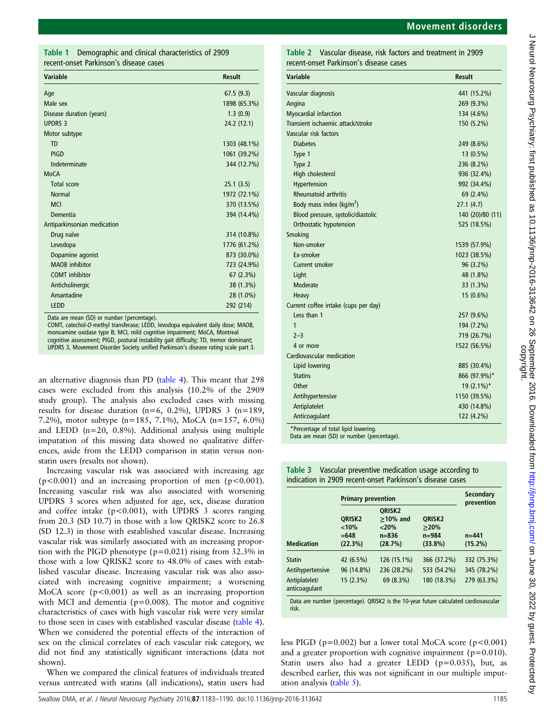**Table 1** Demographic and clinical characteristics of 2909 recent-onset Parkinson's disease cases

| Variable | Result |
|---|---|
| Age | 67.5 (9.3) |
| Male sex | 1898 (65.3%) |
| Disease duration (years) | 1.3 (0.9) |
| UPDRS 3 | 24.2 (12.1) |
| Motor subtype | |
| TD | 1303 (48.1%) |
| PIGD | 1061 (39.2%) |
| Indeterminate | 344 (12.7%) |
| MoCA | |
| Total score | 25.1 (3.5) |
| Normal | 1972 (72.1%) |
| MCI | 370 (13.5%) |
| Dementia | 394 (14.4%) |
| Antiparkinsonian medication | |
| Drug naïve | 314 (10.8%) |
| Levodopa | 1776 (61.2%) |
| Dopamine agonist | 873 (30.0%) |
| MAOB inhibitor | 723 (24.9%) |
| COMT inhibitor | 67 (2.3%) |
| Anticholinergic | 38 (1.3%) |
| Amantadine | 28 (1.0%) |
| LEDD | 292 (214) |

Data are mean (SD) or number (percentage).
COMT, catechol-*O*-methyl transferase; LEDD, levodopa equivalent daily dose; MAOB, monoamine oxidase type B; MCI, mild cognitive impairment; MoCA, Montreal cognitive assessment; PIGD, postural instability gait difficulty; TD, tremor dominant; UPDRS 3, Movement Disorder Society unified Parkinson's disease rating scale part 3.

**Table 2** Vascular disease, risk factors and treatment in 2909 recent-onset Parkinson's disease cases

| Variable | Result |
|---|---|
| Vascular diagnosis | 441 (15.2%) |
| Angina | 269 (9.3%) |
| Myocardial infarction | 134 (4.6%) |
| Transient ischaemic attack/stroke | 150 (5.2%) |
| Vascular risk factors | |
| Diabetes | 249 (8.6%) |
| Type 1 | 13 (0.5%) |
| Type 2 | 236 (8.2%) |
| High cholesterol | 936 (32.4%) |
| Hypertension | 992 (34.4%) |
| Rheumatoid arthritis | 69 (2.4%) |
| Body mass index (kg/m$^2$) | 27.1 (4.7) |
| Blood pressure, systolic/diastolic | 140 (20)/80 (11) |
| Orthostatic hypotension | 525 (18.5%) |
| Smoking | |
| Non-smoker | 1539 (57.9%) |
| Ex-smoker | 1023 (38.5%) |
| Current smoker | 96 (3.2%) |
| Light | 48 (1.8%) |
| Moderate | 33 (1.3%) |
| Heavy | 15 (0.6%) |
| Current coffee intake (cups per day) | |
| Less than 1 | 257 (9.6%) |
| 1 | 194 (7.2%) |
| 2–3 | 719 (26.7%) |
| 4 or more | 1522 (56.5%) |
| Cardiovascular medication | |
| Lipid lowering | 885 (30.4%) |
| Statins | 866 (97.9%)* |
| Other | 19 (2.1%)* |
| Antihypertensive | 1150 (39.5%) |
| Antiplatelet | 430 (14.8%) |
| Anticoagulant | 122 (4.2%) |

*Percentage of total lipid lowering.
Data are mean (SD) or number (percentage).

**Table 3** Vascular preventive medication usage according to indication in 2909 recent-onset Parkinson's disease cases

| | Primary prevention | | | Secondary prevention |
|---|---|---|---|---|
| **Medication** | QRISK2 <10% =648 (22.3%) | QRISK2 ≥10% and <20% n=836 (28.7%) | QRISK2 ≥20% n=984 (33.8%) | n=441 (15.2%) |
| Statin | 42 (6.5%) | 126 (15.1%) | 366 (37.2%) | 332 (75.3%) |
| Antihypertensive | 96 (14.8%) | 236 (28.2%) | 533 (54.2%) | 345 (78.2%) |
| Antiplatelet/anticoagulant | 15 (2.3%) | 69 (8.3%) | 180 (18.3%) | 279 (63.3%) |

Data are number (percentage). QRISK2 is the 10-year future calculated cardiovascular risk.

an alternative diagnosis than PD (table 4). This meant that 298 cases were excluded from this analysis (10.2% of the 2909 study group). The analysis also excluded cases with missing results for disease duration (n=6, 0.2%), UPDRS 3 (n=189, 7.2%), motor subtype (n=185, 7.1%), MoCA (n=157, 6.0%) and LEDD (n=20, 0.8%). Additional analysis using multiple imputation of this missing data showed no qualitative differences, aside from the LEDD comparison in statin versus non-statin users (results not shown).

Increasing vascular risk was associated with increasing age ($p<0.001$) and an increasing proportion of men ($p<0.001$). Increasing vascular risk was also associated with worsening UPDRS 3 scores when adjusted for age, sex, disease duration and coffee intake ($p<0.001$), with UPDRS 3 scores ranging from 20.3 (SD 10.7) in those with a low QRISK2 score to 26.8 (SD 12.3) in those with established vascular disease. Increasing vascular risk was similarly associated with an increasing proportion with the PIGD phenotype ($p=0.021$) rising from 32.3% in those with a low QRISK2 score to 48.0% of cases with established vascular disease. Increasing vascular risk was also associated with increasing cognitive impairment; a worsening MoCA score ($p<0.001$) as well as an increasing proportion with MCI and dementia ($p=0.008$). The motor and cognitive characteristics of cases with high vascular risk were very similar to those seen in cases with established vascular disease (table 4). When we considered the potential effects of the interaction of sex on the clinical correlates of each vascular risk category, we did not find any statistically significant interactions (data not shown).

When we compared the clinical features of individuals treated versus untreated with statins (all indications), statin users had less PIGD ($p=0.002$) but a lower total MoCA score ($p<0.001$) and a greater proportion with cognitive impairment ($p=0.010$). Statin users also had a greater LEDD ($p=0.035$), but, as described earlier, this was not significant in our multiple imputation analysis (table 5).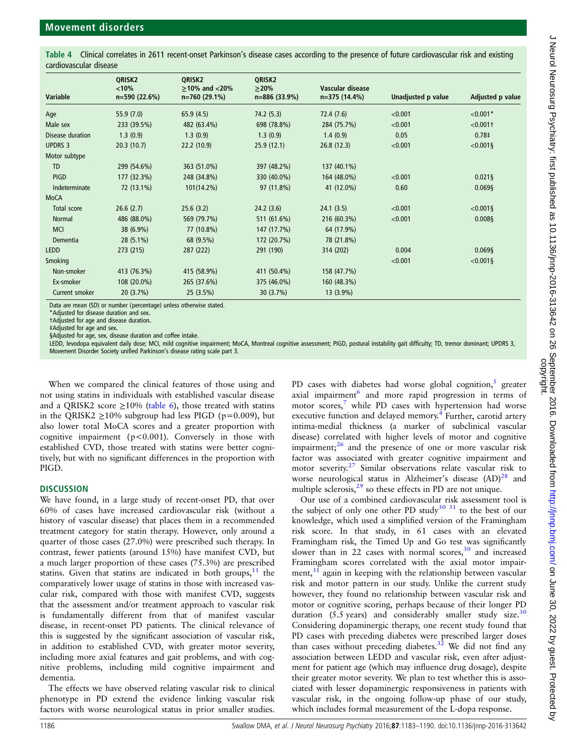Table 4 Clinical correlates in 2611 recent-onset Parkinson's disease cases according to the presence of future cardiovascular risk and existing cardiovascular disease

| Variable | QRISK2 <10% n=590 (22.6%) | QRISK2 ≥10% and <20% n=760 (29.1%) | QRISK2 ≥20% n=886 (33.9%) | Vascular disease n=375 (14.4%) | Unadjusted p value | Adjusted p value |
|---|---|---|---|---|---|---|
| Age | 55.9 (7.0) | 65.9 (4.5) | 74.2 (5.3) | 72.4 (7.6) | <0.001 | <0.001* |
| Male sex | 233 (39.5%) | 482 (63.4%) | 698 (78.8%) | 284 (75.7%) | <0.001 | <0.001† |
| Disease duration | 1.3 (0.9) | 1.3 (0.9) | 1.3 (0.9) | 1.4 (0.9) | 0.05 | 0.78‡ |
| UPDRS 3 | 20.3 (10.7) | 22.2 (10.9) | 25.9 (12.1) | 26.8 (12.3) | <0.001 | <0.001§ |
| Motor subtype | | | | | | |
| TD | 299 (54.6%) | 363 (51.0%) | 397 (48.2%) | 137 (40.1%) | | |
| PIGD | 177 (32.3%) | 248 (34.8%) | 330 (40.0%) | 164 (48.0%) | <0.001 | 0.021§ |
| Indeterminate | 72 (13.1%) | 101(14.2%) | 97 (11.8%) | 41 (12.0%) | 0.60 | 0.069§ |
| MoCA | | | | | | |
| Total score | 26.6 (2.7) | 25.6 (3.2) | 24.2 (3.6) | 24.1 (3.5) | <0.001 | <0.001§ |
| Normal | 486 (88.0%) | 569 (79.7%) | 511 (61.6%) | 216 (60.3%) | <0.001 | 0.008§ |
| MCI | 38 (6.9%) | 77 (10.8%) | 147 (17.7%) | 64 (17.9%) | | |
| Dementia | 28 (5.1%) | 68 (9.5%) | 172 (20.7%) | 78 (21.8%) | | |
| LEDD | 273 (215) | 287 (222) | 291 (190) | 314 (202) | 0.004 | 0.069§ |
| Smoking | | | | | <0.001 | <0.001§ |
| Non-smoker | 413 (76.3%) | 415 (58.9%) | 411 (50.4%) | 158 (47.7%) | | |
| Ex-smoker | 108 (20.0%) | 265 (37.6%) | 375 (46.0%) | 160 (48.3%) | | |
| Current smoker | 20 (3.7%) | 25 (3.5%) | 30 (3.7%) | 13 (3.9%) | | |

Data are mean (SD) or number (percentage) unless otherwise stated.
*Adjusted for disease duration and sex.
†Adjusted for age and disease duration.
‡Adjusted for age and sex.
§Adjusted for age, sex, disease duration and coffee intake.
LEDD, levodopa equivalent daily dose; MCI, mild cognitive impairment; MoCA, Montreal cognitive assessment; PIGD, postural instability gait difficulty; TD, tremor dominant; UPDRS 3, Movement Disorder Society unified Parkinson's disease rating scale part 3.

When we compared the clinical features of those using and not using statins in individuals with established vascular disease and a QRISK2 score ≥10% (table 6), those treated with statins in the QRISK2 ≥10% subgroup had less PIGD (p=0.009), but also lower total MoCA scores and a greater proportion with cognitive impairment (p<0.001). Conversely in those with established CVD, those treated with statins were better cognitively, but with no significant differences in the proportion with PIGD.

## DISCUSSION

We have found, in a large study of recent-onset PD, that over 60% of cases have increased cardiovascular risk (without a history of vascular disease) that places them in a recommended treatment category for statin therapy. However, only around a quarter of those cases (27.0%) were prescribed such therapy. In contrast, fewer patients (around 15%) have manifest CVD, but a much larger proportion of these cases (75.3%) are prescribed statins. Given that statins are indicated in both groups,[11] the comparatively lower usage of statins in those with increased vascular risk, compared with those with manifest CVD, suggests that the assessment and/or treatment approach to vascular risk is fundamentally different from that of manifest vascular disease, in recent-onset PD patients. The clinical relevance of this is suggested by the significant association of vascular risk, in addition to established CVD, with greater motor severity, including more axial features and gait problems, and with cognitive problems, including mild cognitive impairment and dementia.

The effects we have observed relating vascular risk to clinical phenotype in PD extend the evidence linking vascular risk factors with worse neurological status in prior smaller studies. PD cases with diabetes had worse global cognition,[5] greater axial impairment[6] and more rapid progression in terms of motor scores,[7] while PD cases with hypertension had worse executive function and delayed memory.[4] Further, carotid artery intima-medial thickness (a marker of subclinical vascular disease) correlated with higher levels of motor and cognitive impairment;[26] and the presence of one or more vascular risk factor was associated with greater cognitive impairment and motor severity.[27] Similar observations relate vascular risk to worse neurological status in Alzheimer's disease (AD)[28] and multiple sclerosis,[29] so these effects in PD are not unique.

Our use of a combined cardiovascular risk assessment tool is the subject of only one other PD study[30 31] to the best of our knowledge, which used a simplified version of the Framingham risk score. In that study, in 61 cases with an elevated Framingham risk, the Timed Up and Go test was significantly slower than in 22 cases with normal scores,[30] and increased Framingham scores correlated with the axial motor impairment,[31] again in keeping with the relationship between vascular risk and motor pattern in our study. Unlike the current study however, they found no relationship between vascular risk and motor or cognitive scoring, perhaps because of their longer PD duration (5.5 years) and considerably smaller study size.[30] Considering dopaminergic therapy, one recent study found that PD cases with preceding diabetes were prescribed larger doses than cases without preceding diabetes.[32] We did not find any association between LEDD and vascular risk, even after adjustment for patient age (which may influence drug dosage), despite their greater motor severity. We plan to test whether this is associated with lesser dopaminergic responsiveness in patients with vascular risk, in the ongoing follow-up phase of our study, which includes formal measurement of the L-dopa response.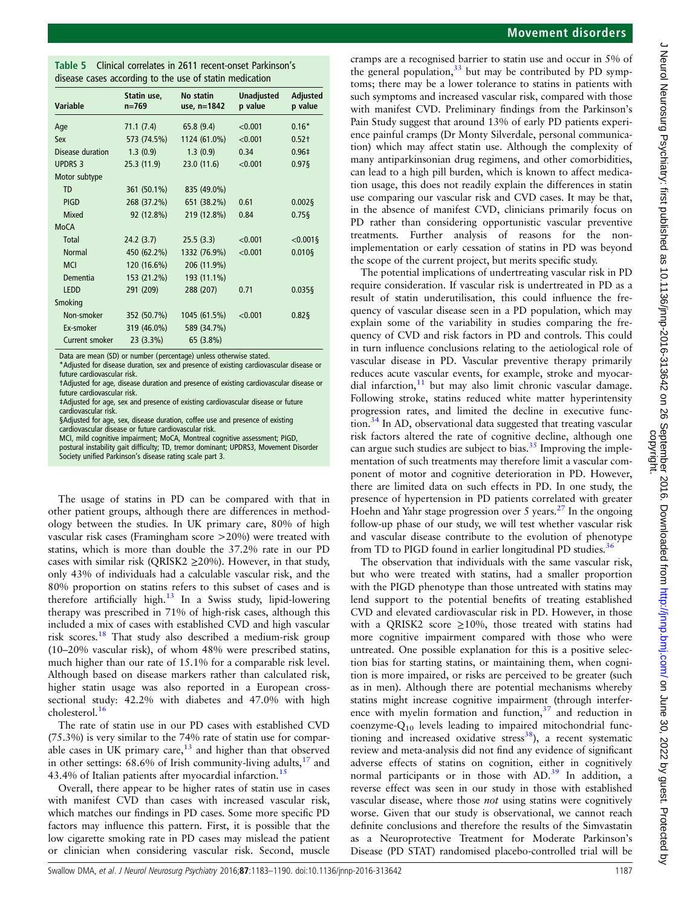**Table 5** Clinical correlates in 2611 recent-onset Parkinson's disease cases according to the use of statin medication

| Variable | Statin use, n=769 | No statin use, n=1842 | Unadjusted p value | Adjusted p value |
|---|---|---|---|---|
| Age | 71.1 (7.4) | 65.8 (9.4) | <0.001 | 0.16* |
| Sex | 573 (74.5%) | 1124 (61.0%) | <0.001 | 0.52† |
| Disease duration | 1.3 (0.9) | 1.3 (0.9) | 0.34 | 0.96‡ |
| UPDRS 3 | 25.3 (11.9) | 23.0 (11.6) | <0.001 | 0.97§ |
| Motor subtype | | | | |
| TD | 361 (50.1%) | 835 (49.0%) | | |
| PIGD | 268 (37.2%) | 651 (38.2%) | 0.61 | 0.002§ |
| Mixed | 92 (12.8%) | 219 (12.8%) | 0.84 | 0.75§ |
| MoCA | | | | |
| Total | 24.2 (3.7) | 25.5 (3.3) | <0.001 | <0.001§ |
| Normal | 450 (62.2%) | 1332 (76.9%) | <0.001 | 0.010§ |
| MCI | 120 (16.6%) | 206 (11.9%) | | |
| Dementia | 153 (21.2%) | 193 (11.1%) | | |
| LEDD | 291 (209) | 288 (207) | 0.71 | 0.035§ |
| Smoking | | | | |
| Non-smoker | 352 (50.7%) | 1045 (61.5%) | <0.001 | 0.82§ |
| Ex-smoker | 319 (46.0%) | 589 (34.7%) | | |
| Current smoker | 23 (3.3%) | 65 (3.8%) | | |

Data are mean (SD) or number (percentage) unless otherwise stated.
*Adjusted for disease duration, sex and presence of existing cardiovascular disease or future cardiovascular risk.
†Adjusted for age, disease duration and presence of existing cardiovascular disease or future cardiovascular risk.
‡Adjusted for age, sex and presence of existing cardiovascular disease or future cardiovascular risk.
§Adjusted for age, sex, disease duration, coffee use and presence of existing cardiovascular disease or future cardiovascular risk.
MCI, mild cognitive impairment; MoCA, Montreal cognitive assessment; PIGD, postural instability gait difficulty; TD, tremor dominant; UPDRS3, Movement Disorder Society unified Parkinson's disease rating scale part 3.

The usage of statins in PD can be compared with that in other patient groups, although there are differences in methodology between the studies. In UK primary care, 80% of high vascular risk cases (Framingham score >20%) were treated with statins, which is more than double the 37.2% rate in our PD cases with similar risk (QRISK2 ≥20%). However, in that study, only 43% of individuals had a calculable vascular risk, and the 80% proportion on statins refers to this subset of cases and is therefore artificially high.[13] In a Swiss study, lipid-lowering therapy was prescribed in 71% of high-risk cases, although this included a mix of cases with established CVD and high vascular risk scores.[18] That study also described a medium-risk group (10–20% vascular risk), of whom 48% were prescribed statins, much higher than our rate of 15.1% for a comparable risk level. Although based on disease markers rather than calculated risk, higher statin usage was also reported in a European cross-sectional study: 42.2% with diabetes and 47.0% with high cholesterol.[16]

The rate of statin use in our PD cases with established CVD (75.3%) is very similar to the 74% rate of statin use for comparable cases in UK primary care,[13] and higher than that observed in other settings: 68.6% of Irish community-living adults,[17] and 43.4% of Italian patients after myocardial infarction.[15]

Overall, there appear to be higher rates of statin use in cases with manifest CVD than cases with increased vascular risk, which matches our findings in PD cases. Some more specific PD factors may influence this pattern. First, it is possible that the low cigarette smoking rate in PD cases may mislead the patient or clinician when considering vascular risk. Second, muscle cramps are a recognised barrier to statin use and occur in 5% of the general population,[33] but may be contributed by PD symptoms; there may be a lower tolerance to statins in patients with such symptoms and increased vascular risk, compared with those with manifest CVD. Preliminary findings from the Parkinson's Pain Study suggest that around 13% of early PD patients experience painful cramps (Dr Monty Silverdale, personal communication) which may affect statin use. Although the complexity of many antiparkinsonian drug regimens, and other comorbidities, can lead to a high pill burden, which is known to affect medication usage, this does not readily explain the differences in statin use comparing our vascular risk and CVD cases. It may be that, in the absence of manifest CVD, clinicians primarily focus on PD rather than considering opportunistic vascular preventive treatments. Further analysis of reasons for the non-implementation or early cessation of statins in PD was beyond the scope of the current project, but merits specific study.

The potential implications of undertreating vascular risk in PD require consideration. If vascular risk is undertreated in PD as a result of statin underutilisation, this could influence the frequency of vascular disease seen in a PD population, which may explain some of the variability in studies comparing the frequency of CVD and risk factors in PD and controls. This could in turn influence conclusions relating to the aetiological role of vascular disease in PD. Vascular preventive therapy primarily reduces acute vascular events, for example, stroke and myocardial infarction,[11] but may also limit chronic vascular damage. Following stroke, statins reduced white matter hyperintensity progression rates, and limited the decline in executive function.[34] In AD, observational data suggested that treating vascular risk factors altered the rate of cognitive decline, although one can argue such studies are subject to bias.[35] Improving the implementation of such treatments may therefore limit a vascular component of motor and cognitive deterioration in PD. However, there are limited data on such effects in PD. In one study, the presence of hypertension in PD patients correlated with greater Hoehn and Yahr stage progression over 5 years.[27] In the ongoing follow-up phase of our study, we will test whether vascular risk and vascular disease contribute to the evolution of phenotype from TD to PIGD found in earlier longitudinal PD studies.[36]

The observation that individuals with the same vascular risk, but who were treated with statins, had a smaller proportion with the PIGD phenotype than those untreated with statins may lend support to the potential benefits of treating established CVD and elevated cardiovascular risk in PD. However, in those with a QRISK2 score ≥10%, those treated with statins had more cognitive impairment compared with those who were untreated. One possible explanation for this is a positive selection bias for starting statins, or maintaining them, when cognition is more impaired, or risks are perceived to be greater (such as in men). Although there are potential mechanisms whereby statins might increase cognitive impairment (through interference with myelin formation and function,[37] and reduction in coenzyme-$Q_{10}$ levels leading to impaired mitochondrial functioning and increased oxidative stress[38]), a recent systematic review and meta-analysis did not find any evidence of significant adverse effects of statins on cognition, either in cognitively normal participants or in those with AD.[39] In addition, a reverse effect was seen in our study in those with established vascular disease, where those *not* using statins were cognitively worse. Given that our study is observational, we cannot reach definite conclusions and therefore the results of the Simvastatin as a Neuroprotective Treatment for Moderate Parkinson's Disease (PD STAT) randomised placebo-controlled trial will be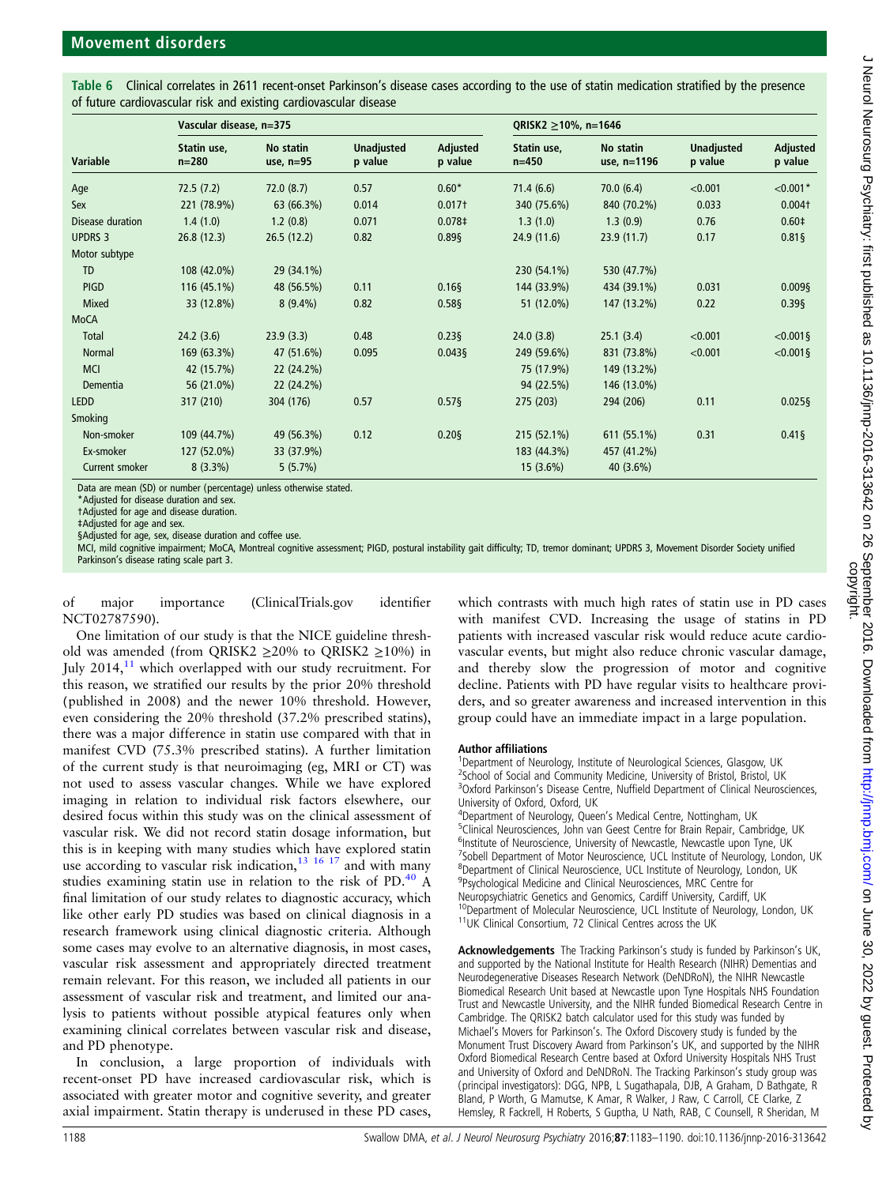**Table 6** Clinical correlates in 2611 recent-onset Parkinson's disease cases according to the use of statin medication stratified by the presence of future cardiovascular risk and existing cardiovascular disease

| | Vascular disease, n=375 | | | | QRISK2 ≥10%, n=1646 | | | |
|---|---|---|---|---|---|---|---|---|
| Variable | Statin use, n=280 | No statin use, n=95 | Unadjusted p value | Adjusted p value | Statin use, n=450 | No statin use, n=1196 | Unadjusted p value | Adjusted p value |
| Age | 72.5 (7.2) | 72.0 (8.7) | 0.57 | 0.60* | 71.4 (6.6) | 70.0 (6.4) | <0.001 | <0.001* |
| Sex | 221 (78.9%) | 63 (66.3%) | 0.014 | 0.017† | 340 (75.6%) | 840 (70.2%) | 0.033 | 0.004† |
| Disease duration | 1.4 (1.0) | 1.2 (0.8) | 0.071 | 0.078‡ | 1.3 (1.0) | 1.3 (0.9) | 0.76 | 0.60‡ |
| UPDRS 3 | 26.8 (12.3) | 26.5 (12.2) | 0.82 | 0.89§ | 24.9 (11.6) | 23.9 (11.7) | 0.17 | 0.81§ |
| Motor subtype | | | | | | | | |
| TD | 108 (42.0%) | 29 (34.1%) | | | 230 (54.1%) | 530 (47.7%) | | |
| PIGD | 116 (45.1%) | 48 (56.5%) | 0.11 | 0.16§ | 144 (33.9%) | 434 (39.1%) | 0.031 | 0.009§ |
| Mixed | 33 (12.8%) | 8 (9.4%) | 0.82 | 0.58§ | 51 (12.0%) | 147 (13.2%) | 0.22 | 0.39§ |
| MoCA | | | | | | | | |
| Total | 24.2 (3.6) | 23.9 (3.3) | 0.48 | 0.23§ | 24.0 (3.8) | 25.1 (3.4) | <0.001 | <0.001§ |
| Normal | 169 (63.3%) | 47 (51.6%) | 0.095 | 0.043§ | 249 (59.6%) | 831 (73.8%) | <0.001 | <0.001§ |
| MCI | 42 (15.7%) | 22 (24.2%) | | | 75 (17.9%) | 149 (13.2%) | | |
| Dementia | 56 (21.0%) | 22 (24.2%) | | | 94 (22.5%) | 146 (13.0%) | | |
| LEDD | 317 (210) | 304 (176) | 0.57 | 0.57§ | 275 (203) | 294 (206) | 0.11 | 0.025§ |
| Smoking | | | | | | | | |
| Non-smoker | 109 (44.7%) | 49 (56.3%) | 0.12 | 0.20§ | 215 (52.1%) | 611 (55.1%) | 0.31 | 0.41§ |
| Ex-smoker | 127 (52.0%) | 33 (37.9%) | | | 183 (44.3%) | 457 (41.2%) | | |
| Current smoker | 8 (3.3%) | 5 (5.7%) | | | 15 (3.6%) | 40 (3.6%) | | |

Data are mean (SD) or number (percentage) unless otherwise stated.
*Adjusted for disease duration and sex.
†Adjusted for age and disease duration.
‡Adjusted for age and sex.
§Adjusted for age, sex, disease duration and coffee use.
MCI, mild cognitive impairment; MoCA, Montreal cognitive assessment; PIGD, postural instability gait difficulty; TD, tremor dominant; UPDRS 3, Movement Disorder Society unified Parkinson's disease rating scale part 3.

of major importance (ClinicalTrials.gov identifier NCT02787590).

One limitation of our study is that the NICE guideline threshold was amended (from QRISK2 ≥20% to QRISK2 ≥10%) in July 2014,[11] which overlapped with our study recruitment. For this reason, we stratified our results by the prior 20% threshold (published in 2008) and the newer 10% threshold. However, even considering the 20% threshold (37.2% prescribed statins), there was a major difference in statin use compared with that in manifest CVD (75.3% prescribed statins). A further limitation of the current study is that neuroimaging (eg, MRI or CT) was not used to assess vascular changes. While we have explored imaging in relation to individual risk factors elsewhere, our desired focus within this study was on the clinical assessment of vascular risk. We did not record statin dosage information, but this is in keeping with many studies which have explored statin use according to vascular risk indication,[13 16 17] and with many studies examining statin use in relation to the risk of PD.[40] A final limitation of our study relates to diagnostic accuracy, which like other early PD studies was based on clinical diagnosis in a research framework using clinical diagnostic criteria. Although some cases may evolve to an alternative diagnosis, in most cases, vascular risk assessment and appropriately directed treatment remain relevant. For this reason, we included all patients in our assessment of vascular risk and treatment, and limited our analysis to patients without possible atypical features only when examining clinical correlates between vascular risk and disease, and PD phenotype.

In conclusion, a large proportion of individuals with recent-onset PD have increased cardiovascular risk, which is associated with greater motor and cognitive severity, and greater axial impairment. Statin therapy is underused in these PD cases, which contrasts with much high rates of statin use in PD cases with manifest CVD. Increasing the usage of statins in PD patients with increased vascular risk would reduce acute cardiovascular events, but might also reduce chronic vascular damage, and thereby slow the progression of motor and cognitive decline. Patients with PD have regular visits to healthcare providers, and so greater awareness and increased intervention in this group could have an immediate impact in a large population.

**Author affiliations**
[1]Department of Neurology, Institute of Neurological Sciences, Glasgow, UK
[2]School of Social and Community Medicine, University of Bristol, Bristol, UK
[3]Oxford Parkinson's Disease Centre, Nuffield Department of Clinical Neurosciences, University of Oxford, Oxford, UK
[4]Department of Neurology, Queen's Medical Centre, Nottingham, UK
[5]Clinical Neurosciences, John van Geest Centre for Brain Repair, Cambridge, UK
[6]Institute of Neuroscience, University of Newcastle, Newcastle upon Tyne, UK
[7]Sobell Department of Motor Neuroscience, UCL Institute of Neurology, London, UK
[8]Department of Clinical Neuroscience, UCL Institute of Neurology, London, UK
[9]Psychological Medicine and Clinical Neurosciences, MRC Centre for Neuropsychiatric Genetics and Genomics, Cardiff University, Cardiff, UK
[10]Department of Molecular Neuroscience, UCL Institute of Neurology, London, UK
[11]UK Clinical Consortium, 72 Clinical Centres across the UK

**Acknowledgements** The Tracking Parkinson's study is funded by Parkinson's UK, and supported by the National Institute for Health Research (NIHR) Dementias and Neurodegenerative Diseases Research Network (DeNDRoN), the NIHR Newcastle Biomedical Research Unit based at Newcastle upon Tyne Hospitals NHS Foundation Trust and Newcastle University, and the NIHR funded Biomedical Research Centre in Cambridge. The QRISK2 batch calculator used for this study was funded by Michael's Movers for Parkinson's. The Oxford Discovery study is funded by the Monument Trust Discovery Award from Parkinson's UK, and supported by the NIHR Oxford Biomedical Research Centre based at Oxford University Hospitals NHS Trust and University of Oxford and DeNDRoN. The Tracking Parkinson's study group was (principal investigators): DGG, NPB, L Sugathapala, DJB, A Graham, D Bathgate, R Bland, P Worth, G Mamutse, K Amar, R Walker, J Raw, C Carroll, CE Clarke, Z Hemsley, R Fackrell, H Roberts, S Guptha, U Nath, RAB, C Counsell, R Sheridan, M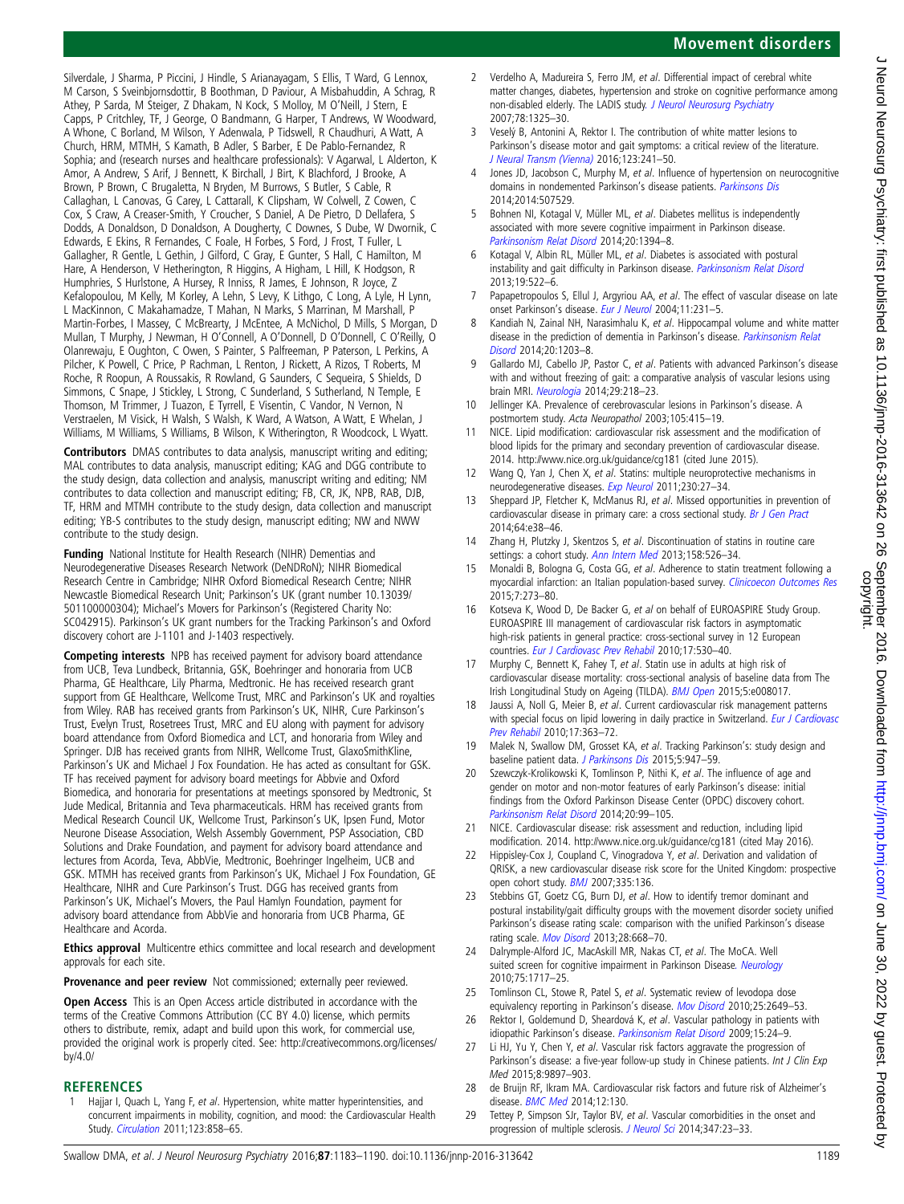Silverdale, J Sharma, P Piccini, J Hindle, S Arianayagam, S Ellis, T Ward, G Lennox, M Carson, S Sveinbjornsdottir, B Boothman, O Paviour, A Misbahuddin, A Schrag, R Athey, P Sarda, M Steiger, Z Dhakam, N Kock, S Molloy, M O'Neill, J Stern, E Capps, P Critchley, TF, J George, O Bandmann, G Harper, T Andrews, W Woodward, A Whone, C Borland, M Wilson, Y Adenwala, P Tidswell, R Chaudhuri, A Watt, A Church, HRM, MTMH, S Kamath, B Adler, S Barber, E De Pablo-Fernandez, R Sophia; and (research nurses and healthcare professionals): V Agarwal, L Alderton, K Amor, A Andrew, S Arif, J Bennett, K Birchall, J Birt, K Blachford, J Brooke, A Brown, P Brown, C Brugaletta, N Bryden, M Burrows, S Butler, S Cable, R Callaghan, L Canovas, G Carey, L Cattarall, K Clipsham, W Colwell, Z Cowen, C Cox, S Craw, A Creaser-Smith, Y Croucher, S Daniel, A De Pietro, D Dellafera, S Dodds, A Donaldson, D Donaldson, A Dougherty, C Downes, S Dube, W Dwornik, C Edwards, E Ekins, R Fernandes, C Foale, H Forbes, S Ford, J Frost, T Fuller, L Gallagher, R Gentle, L Gethin, J Gilford, C Gray, E Gunter, S Hall, C Hamilton, M Hare, A Henderson, V Hetherington, R Higgins, A Higham, L Hill, K Hodgson, R Humphries, S Hurlstone, A Hursey, R Inniss, R James, E Johnson, R Joyce, Z Kefalopoulou, M Kelly, M Korley, A Lehn, S Levy, K Lithgo, C Long, A Lyle, H Lynn, L MacKinnon, C Makahamadze, T Mahan, N Marks, S Marrinan, M Marshall, P Martin-Forbes, I Massey, C McBrearty, J McEntee, A McNichol, D Mills, S Morgan, D Mullan, T Murphy, J Newman, H O'Connell, A O'Donnell, D O'Donnell, C O'Reilly, O Olanrewaju, E Oughton, C Owen, S Painter, S Palfreeman, P Paterson, L Perkins, A Pilcher, K Powell, C Price, P Rachman, L Renton, J Rickett, A Rizos, T Roberts, M Roche, R Roopun, A Roussakis, R Rowland, G Saunders, C Sequeira, S Shields, D Simmons, C Snape, J Stickley, L Strong, C Sunderland, S Sutherland, N Temple, E Thomson, M Trimmer, J Tuazon, E Tyrrell, E Visentin, C Vandor, N Vernon, N Verstraelen, M Visick, H Walsh, S Walsh, K Ward, A Watson, A Watt, E Whelan, J Williams, M Williams, S Williams, B Wilson, K Witherington, R Woodcock, L Wyatt.

**Contributors** DMAS contributes to data analysis, manuscript writing and editing; MAL contributes to data analysis, manuscript editing; KAG and DGG contribute to the study design, data collection and analysis, manuscript writing and editing; NM contributes to data collection and manuscript editing; FB, CR, JK, NPB, RAB, DJB, TF, HRM and MTMH contribute to the study design, data collection and manuscript editing; YB-S contributes to the study design, manuscript editing; NW and NWW contribute to the study design.

**Funding** National Institute for Health Research (NIHR) Dementias and Neurodegenerative Diseases Research Network (DeNDRoN); NIHR Biomedical Research Centre in Cambridge; NIHR Oxford Biomedical Research Centre; NIHR Newcastle Biomedical Research Unit; Parkinson's UK (grant number 10.13039/501100000304); Michael's Movers for Parkinson's (Registered Charity No: SC042915). Parkinson's UK grant numbers for the Tracking Parkinson's and Oxford discovery cohort are J-1101 and J-1403 respectively.

**Competing interests** NPB has received payment for advisory board attendance from UCB, Teva Lundbeck, Britannia, GSK, Boehringer and honoraria from UCB Pharma, GE Healthcare, Lily Pharma, Medtronic. He has received research grant support from GE Healthcare, Wellcome Trust, MRC and Parkinson's UK and royalties from Wiley. RAB has received grants from Parkinson's UK, NIHR, Cure Parkinson's Trust, Evelyn Trust, Rosetrees Trust, MRC and EU along with payment for advisory board attendance from Oxford Biomedica and LCT, and honoraria from Wiley and Springer. DJB has received grants from NIHR, Wellcome Trust, GlaxoSmithKline, Parkinson's UK and Michael J Fox Foundation. He has acted as consultant for GSK. TF has received payment for advisory board meetings for Abbvie and Oxford Biomedica, and honoraria for presentations at meetings sponsored by Medtronic, St Jude Medical, Britannia and Teva pharmaceuticals. HRM has received grants from Medical Research Council UK, Wellcome Trust, Parkinson's UK, Ipsen Fund, Motor Neurone Disease Association, Welsh Assembly Government, PSP Association, CBD Solutions and Drake Foundation, and payment for advisory board attendance and lectures from Acorda, Teva, AbbVie, Medtronic, Boehringer Ingelheim, UCB and GSK. MTMH has received grants from Parkinson's UK, Michael J Fox Foundation, GE Healthcare, NIHR and Cure Parkinson's Trust. DGG has received grants from Parkinson's UK, Michael's Movers, the Paul Hamlyn Foundation, payment for advisory board attendance from AbbVie and honoraria from UCB Pharma, GE Healthcare and Acorda.

**Ethics approval** Multicentre ethics committee and local research and development approvals for each site.

**Provenance and peer review** Not commissioned; externally peer reviewed.

**Open Access** This is an Open Access article distributed in accordance with the terms of the Creative Commons Attribution (CC BY 4.0) license, which permits others to distribute, remix, adapt and build upon this work, for commercial use, provided the original work is properly cited. See: http://creativecommons.org/licenses/by/4.0/

## REFERENCES

1. Hajjar I, Quach L, Yang F, *et al*. Hypertension, white matter hyperintensities, and concurrent impairments in mobility, cognition, and mood: the Cardiovascular Health Study. *Circulation* 2011;123:858–65.
2. Verdelho A, Madureira S, Ferro JM, *et al*. Differential impact of cerebral white matter changes, diabetes, hypertension and stroke on cognitive performance among non-disabled elderly. The LADIS study. *J Neurol Neurosurg Psychiatry* 2007;78:1325–30.
3. Veselý B, Antonini A, Rektor I. The contribution of white matter lesions to Parkinson's disease motor and gait symptoms: a critical review of the literature. *J Neural Transm (Vienna)* 2016;123:241–50.
4. Jones JD, Jacobson C, Murphy M, *et al*. Influence of hypertension on neurocognitive domains in nondemented Parkinson's disease patients. *Parkinsons Dis* 2014;2014:507529.
5. Bohnen NI, Kotagal V, Müller ML, *et al*. Diabetes mellitus is independently associated with more severe cognitive impairment in Parkinson disease. *Parkinsonism Relat Disord* 2014;20:1394–8.
6. Kotagal V, Albin RL, Müller ML, *et al*. Diabetes is associated with postural instability and gait difficulty in Parkinson disease. *Parkinsonism Relat Disord* 2013;19:522–6.
7. Papapetropoulos S, Ellul J, Argyriou AA, *et al*. The effect of vascular disease on late onset Parkinson's disease. *Eur J Neurol* 2004;11:231–5.
8. Kandiah N, Zainal NH, Narasimhalu K, *et al*. Hippocampal volume and white matter disease in the prediction of dementia in Parkinson's disease. *Parkinsonism Relat Disord* 2014;20:1203–8.
9. Gallardo MJ, Cabello JP, Pastor C, *et al*. Patients with advanced Parkinson's disease with and without freezing of gait: a comparative analysis of vascular lesions using brain MRI. *Neurologia* 2014;29:218–23.
10. Jellinger KA. Prevalence of cerebrovascular lesions in Parkinson's disease. A postmortem study. *Acta Neuropathol* 2003;105:415–19.
11. NICE. Lipid modification: cardiovascular risk assessment and the modification of blood lipids for the primary and secondary prevention of cardiovascular disease. 2014. http://www.nice.org.uk/guidance/cg181 (cited June 2015).
12. Wang Q, Yan J, Chen X, *et al*. Statins: multiple neuroprotective mechanisms in neurodegenerative diseases. *Exp Neurol* 2011;230:27–34.
13. Sheppard JP, Fletcher K, McManus RJ, *et al*. Missed opportunities in prevention of cardiovascular disease in primary care: a cross sectional study. *Br J Gen Pract* 2014;64:e38–46.
14. Zhang H, Plutzky J, Skentzos S, *et al*. Discontinuation of statins in routine care settings: a cohort study. *Ann Intern Med* 2013;158:526–34.
15. Monaldi B, Bologna G, Costa GG, *et al*. Adherence to statin treatment following a myocardial infarction: an Italian population-based survey. *Clinicoecon Outcomes Res* 2015;7:273–80.
16. Kotseva K, Wood D, De Backer G, *et al* on behalf of EUROASPIRE Study Group. EUROASPIRE III management of cardiovascular risk factors in asymptomatic high-risk patients in general practice: cross-sectional survey in 12 European countries. *Eur J Cardiovasc Prev Rehabil* 2010;17:530–40.
17. Murphy C, Bennett K, Fahey T, *et al*. Statin use in adults at high risk of cardiovascular disease mortality: cross-sectional analysis of baseline data from The Irish Longitudinal Study on Ageing (TILDA). *BMJ Open* 2015;5:e008017.
18. Jaussi A, Noll G, Meier B, *et al*. Current cardiovascular risk management patterns with special focus on lipid lowering in daily practice in Switzerland. *Eur J Cardiovasc Prev Rehabil* 2010;17:363–72.
19. Malek N, Swallow DM, Grosset KA, *et al*. Tracking Parkinson's: study design and baseline patient data. *J Parkinsons Dis* 2015;5:947–59.
20. Szewczyk-Krolikowski K, Tomlinson P, Nithi K, *et al*. The influence of age and gender on motor and non-motor features of early Parkinson's disease: initial findings from the Oxford Parkinson Disease Center (OPDC) discovery cohort. *Parkinsonism Relat Disord* 2014;20:99–105.
21. NICE. Cardiovascular disease: risk assessment and reduction, including lipid modification. 2014. http://www.nice.org.uk/guidance/cg181 (cited May 2016).
22. Hippisley-Cox J, Coupland C, Vinogradova Y, *et al*. Derivation and validation of QRISK, a new cardiovascular disease risk score for the United Kingdom: prospective open cohort study. *BMJ* 2007;335:136.
23. Stebbins GT, Goetz CG, Burn DJ, *et al*. How to identify tremor dominant and postural instability/gait difficulty groups with the movement disorder society unified Parkinson's disease rating scale: comparison with the unified Parkinson's disease rating scale. *Mov Disord* 2013;28:668–70.
24. Dalrymple-Alford JC, MacAskill MR, Nakas CT, *et al*. The MoCA. Well suited screen for cognitive impairment in Parkinson Disease. *Neurology* 2010;75:1717–25.
25. Tomlinson CL, Stowe R, Patel S, *et al*. Systematic review of levodopa dose equivalency reporting in Parkinson's disease. *Mov Disord* 2010;25:2649–53.
26. Rektor I, Goldemund D, Sheardová K, *et al*. Vascular pathology in patients with idiopathic Parkinson's disease. *Parkinsonism Relat Disord* 2009;15:24–9.
27. Li HJ, Yu Y, Chen Y, *et al*. Vascular risk factors aggravate the progression of Parkinson's disease: a five-year follow-up study in Chinese patients. *Int J Clin Exp Med* 2015;8:9897–903.
28. de Bruijn RF, Ikram MA. Cardiovascular risk factors and future risk of Alzheimer's disease. *BMC Med* 2014;12:130.
29. Tettey P, Simpson SJr, Taylor BV, *et al*. Vascular comorbidities in the onset and progression of multiple sclerosis. *J Neurol Sci* 2014;347:23–33.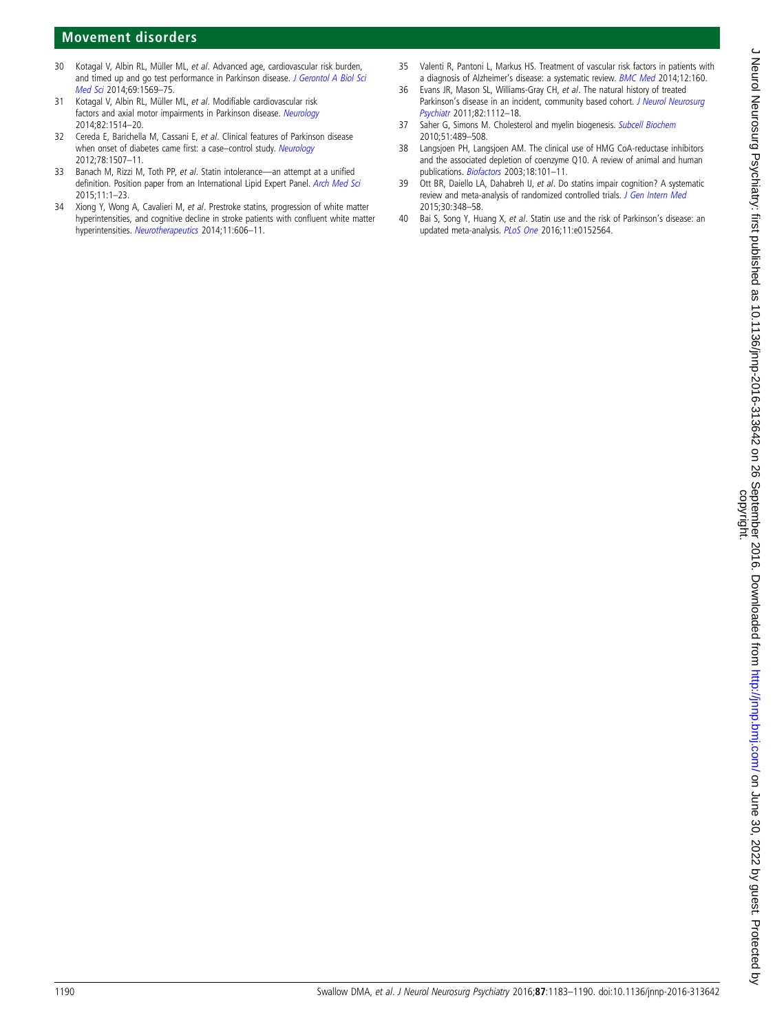30. Kotagal V, Albin RL, Müller ML, *et al*. Advanced age, cardiovascular risk burden, and timed up and go test performance in Parkinson disease. *J Gerontol A Biol Sci Med Sci* 2014;69:1569–75.
31. Kotagal V, Albin RL, Müller ML, *et al*. Modifiable cardiovascular risk factors and axial motor impairments in Parkinson disease. *Neurology* 2014;82:1514–20.
32. Cereda E, Barichella M, Cassani E, *et al*. Clinical features of Parkinson disease when onset of diabetes came first: a case–control study. *Neurology* 2012;78:1507–11.
33. Banach M, Rizzi M, Toth PP, *et al*. Statin intolerance—an attempt at a unified definition. Position paper from an International Lipid Expert Panel. *Arch Med Sci* 2015;11:1–23.
34. Xiong Y, Wong A, Cavalieri M, *et al*. Prestroke statins, progression of white matter hyperintensities, and cognitive decline in stroke patients with confluent white matter hyperintensities. *Neurotherapeutics* 2014;11:606–11.
35. Valenti R, Pantoni L, Markus HS. Treatment of vascular risk factors in patients with a diagnosis of Alzheimer's disease: a systematic review. *BMC Med* 2014;12:160.
36. Evans JR, Mason SL, Williams-Gray CH, *et al*. The natural history of treated Parkinson's disease in an incident, community based cohort. *J Neurol Neurosurg Psychiatr* 2011;82:1112–18.
37. Saher G, Simons M. Cholesterol and myelin biogenesis. *Subcell Biochem* 2010;51:489–508.
38. Langsjoen PH, Langsjoen AM. The clinical use of HMG CoA-reductase inhibitors and the associated depletion of coenzyme Q10. A review of animal and human publications. *Biofactors* 2003;18:101–11.
39. Ott BR, Daiello LA, Dahabreh IJ, *et al*. Do statins impair cognition? A systematic review and meta-analysis of randomized controlled trials. *J Gen Intern Med* 2015;30:348–58.
40. Bai S, Song Y, Huang X, *et al*. Statin use and the risk of Parkinson's disease: an updated meta-analysis. *PLoS One* 2016;11:e0152564.